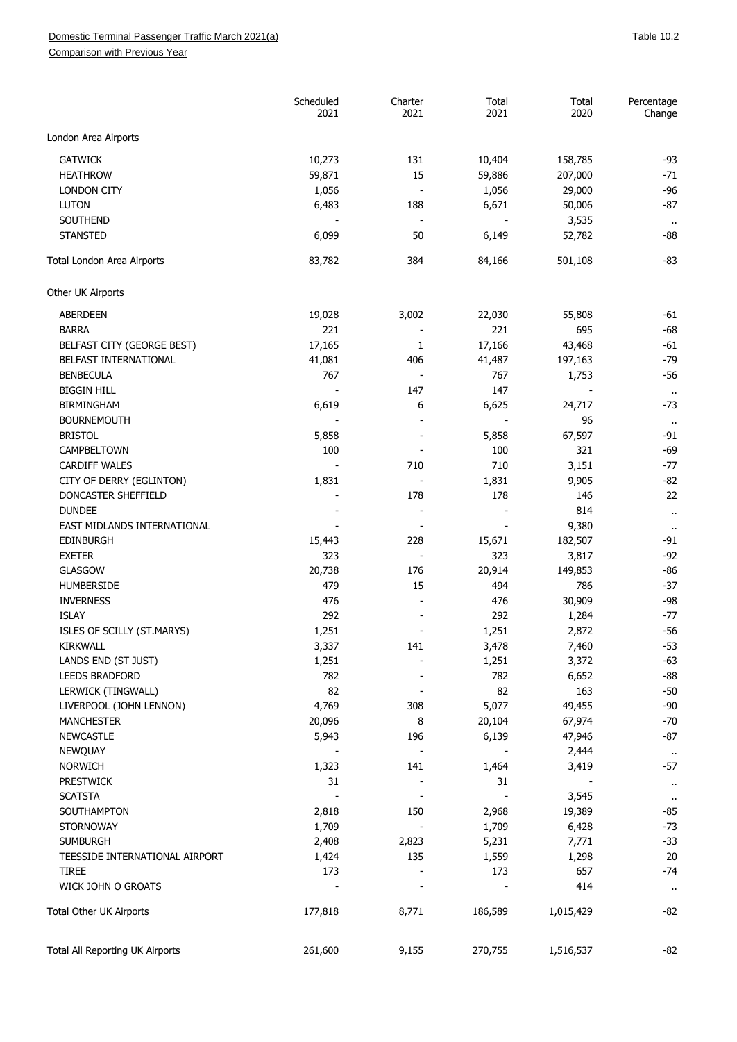Domestic Terminal Passenger Traffic March 2021(a)

Comparison with Previous Year

Table 10.2

| | Scheduled 2021 | Charter 2021 | Total 2021 | Total 2020 | Percentage Change |
|---|---|---|---|---|---|
| London Area Airports | | | | | |
| GATWICK | 10,273 | 131 | 10,404 | 158,785 | -93 |
| HEATHROW | 59,871 | 15 | 59,886 | 207,000 | -71 |
| LONDON CITY | 1,056 | - | 1,056 | 29,000 | -96 |
| LUTON | 6,483 | 188 | 6,671 | 50,006 | -87 |
| SOUTHEND | - | - | - | 3,535 | .. |
| STANSTED | 6,099 | 50 | 6,149 | 52,782 | -88 |
| Total London Area Airports | 83,782 | 384 | 84,166 | 501,108 | -83 |
| Other UK Airports | | | | | |
| ABERDEEN | 19,028 | 3,002 | 22,030 | 55,808 | -61 |
| BARRA | 221 | - | 221 | 695 | -68 |
| BELFAST CITY (GEORGE BEST) | 17,165 | 1 | 17,166 | 43,468 | -61 |
| BELFAST INTERNATIONAL | 41,081 | 406 | 41,487 | 197,163 | -79 |
| BENBECULA | 767 | - | 767 | 1,753 | -56 |
| BIGGIN HILL | - | 147 | 147 | - | .. |
| BIRMINGHAM | 6,619 | 6 | 6,625 | 24,717 | -73 |
| BOURNEMOUTH | - | - | - | 96 | .. |
| BRISTOL | 5,858 | - | 5,858 | 67,597 | -91 |
| CAMPBELTOWN | 100 | - | 100 | 321 | -69 |
| CARDIFF WALES | - | 710 | 710 | 3,151 | -77 |
| CITY OF DERRY (EGLINTON) | 1,831 | - | 1,831 | 9,905 | -82 |
| DONCASTER SHEFFIELD | - | 178 | 178 | 146 | 22 |
| DUNDEE | - | - | - | 814 | .. |
| EAST MIDLANDS INTERNATIONAL | - | - | - | 9,380 | .. |
| EDINBURGH | 15,443 | 228 | 15,671 | 182,507 | -91 |
| EXETER | 323 | - | 323 | 3,817 | -92 |
| GLASGOW | 20,738 | 176 | 20,914 | 149,853 | -86 |
| HUMBERSIDE | 479 | 15 | 494 | 786 | -37 |
| INVERNESS | 476 | - | 476 | 30,909 | -98 |
| ISLAY | 292 | - | 292 | 1,284 | -77 |
| ISLES OF SCILLY (ST.MARYS) | 1,251 | - | 1,251 | 2,872 | -56 |
| KIRKWALL | 3,337 | 141 | 3,478 | 7,460 | -53 |
| LANDS END (ST JUST) | 1,251 | - | 1,251 | 3,372 | -63 |
| LEEDS BRADFORD | 782 | - | 782 | 6,652 | -88 |
| LERWICK (TINGWALL) | 82 | - | 82 | 163 | -50 |
| LIVERPOOL (JOHN LENNON) | 4,769 | 308 | 5,077 | 49,455 | -90 |
| MANCHESTER | 20,096 | 8 | 20,104 | 67,974 | -70 |
| NEWCASTLE | 5,943 | 196 | 6,139 | 47,946 | -87 |
| NEWQUAY | - | - | - | 2,444 | .. |
| NORWICH | 1,323 | 141 | 1,464 | 3,419 | -57 |
| PRESTWICK | 31 | - | 31 | - | .. |
| SCATSTA | - | - | - | 3,545 | .. |
| SOUTHAMPTON | 2,818 | 150 | 2,968 | 19,389 | -85 |
| STORNOWAY | 1,709 | - | 1,709 | 6,428 | -73 |
| SUMBURGH | 2,408 | 2,823 | 5,231 | 7,771 | -33 |
| TEESSIDE INTERNATIONAL AIRPORT | 1,424 | 135 | 1,559 | 1,298 | 20 |
| TIREE | 173 | - | 173 | 657 | -74 |
| WICK JOHN O GROATS | - | - | - | 414 | .. |
| Total Other UK Airports | 177,818 | 8,771 | 186,589 | 1,015,429 | -82 |
| Total All Reporting UK Airports | 261,600 | 9,155 | 270,755 | 1,516,537 | -82 |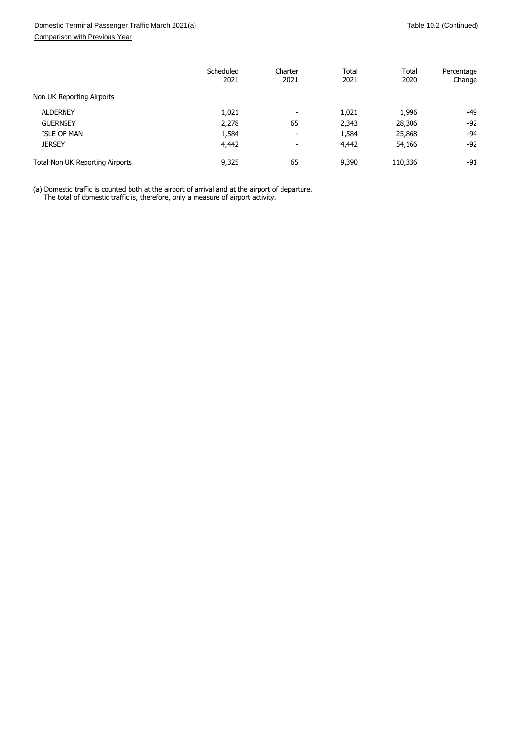Domestic Terminal Passenger Traffic March 2021(a)

Comparison with Previous Year

Table 10.2 (Continued)

| | Scheduled 2021 | Charter 2021 | Total 2021 | Total 2020 | Percentage Change |
|---|---|---|---|---|---|
| Non UK Reporting Airports | | | | | |
| ALDERNEY | 1,021 | - | 1,021 | 1,996 | -49 |
| GUERNSEY | 2,278 | 65 | 2,343 | 28,306 | -92 |
| ISLE OF MAN | 1,584 | - | 1,584 | 25,868 | -94 |
| JERSEY | 4,442 | - | 4,442 | 54,166 | -92 |
| Total Non UK Reporting Airports | 9,325 | 65 | 9,390 | 110,336 | -91 |

(a) Domestic traffic is counted both at the airport of arrival and at the airport of departure.
The total of domestic traffic is, therefore, only a measure of airport activity.